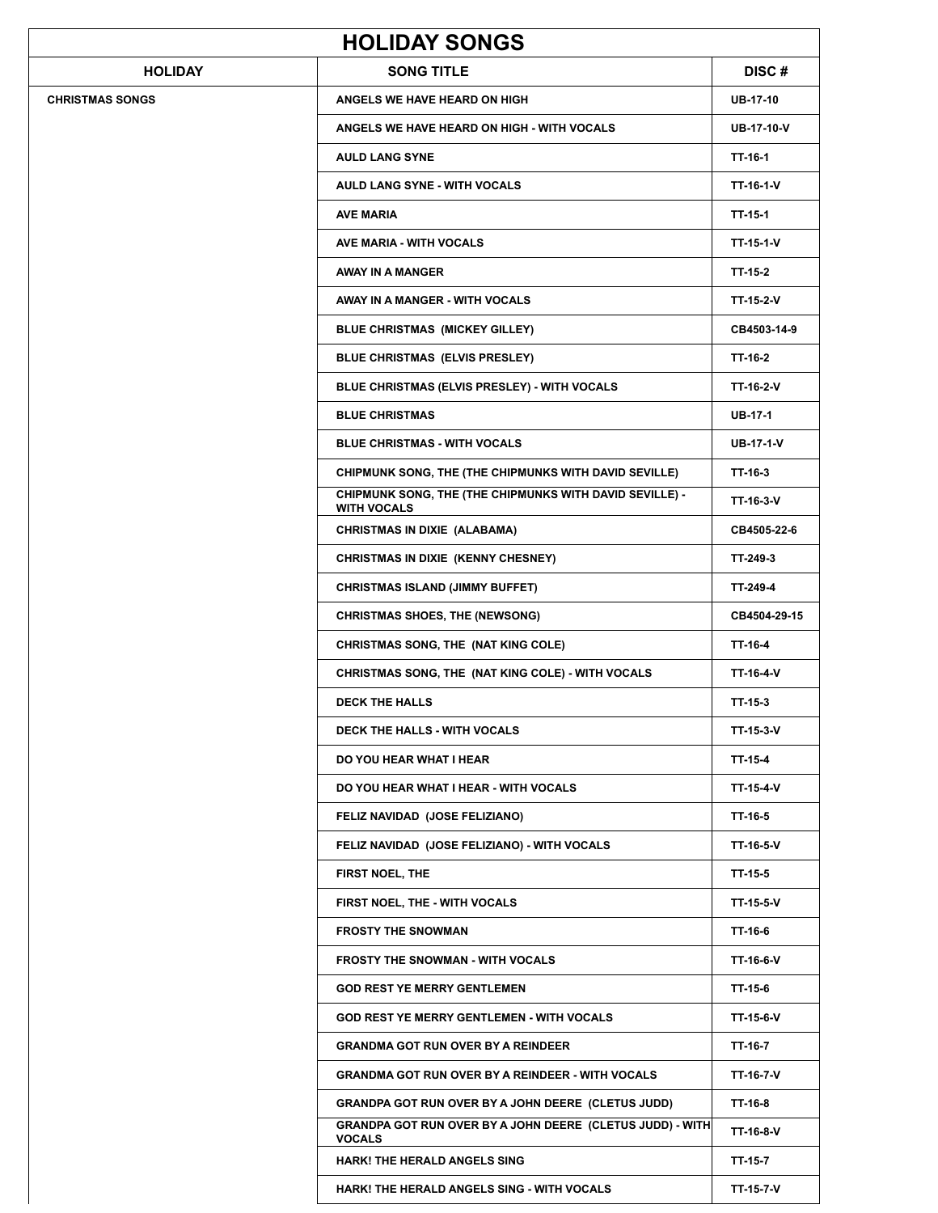| HOLIDAY SONGS | | |
|---|---|---|
| **HOLIDAY** | **SONG TITLE** | **DISC #** |
| CHRISTMAS SONGS | ANGELS WE HAVE HEARD ON HIGH | UB-17-10 |
| | ANGELS WE HAVE HEARD ON HIGH - WITH VOCALS | UB-17-10-V |
| | AULD LANG SYNE | TT-16-1 |
| | AULD LANG SYNE - WITH VOCALS | TT-16-1-V |
| | AVE MARIA | TT-15-1 |
| | AVE MARIA - WITH VOCALS | TT-15-1-V |
| | AWAY IN A MANGER | TT-15-2 |
| | AWAY IN A MANGER - WITH VOCALS | TT-15-2-V |
| | BLUE CHRISTMAS (MICKEY GILLEY) | CB4503-14-9 |
| | BLUE CHRISTMAS (ELVIS PRESLEY) | TT-16-2 |
| | BLUE CHRISTMAS (ELVIS PRESLEY) - WITH VOCALS | TT-16-2-V |
| | BLUE CHRISTMAS | UB-17-1 |
| | BLUE CHRISTMAS - WITH VOCALS | UB-17-1-V |
| | CHIPMUNK SONG, THE (THE CHIPMUNKS WITH DAVID SEVILLE) | TT-16-3 |
| | CHIPMUNK SONG, THE (THE CHIPMUNKS WITH DAVID SEVILLE) - WITH VOCALS | TT-16-3-V |
| | CHRISTMAS IN DIXIE (ALABAMA) | CB4505-22-6 |
| | CHRISTMAS IN DIXIE (KENNY CHESNEY) | TT-249-3 |
| | CHRISTMAS ISLAND (JIMMY BUFFET) | TT-249-4 |
| | CHRISTMAS SHOES, THE (NEWSONG) | CB4504-29-15 |
| | CHRISTMAS SONG, THE (NAT KING COLE) | TT-16-4 |
| | CHRISTMAS SONG, THE (NAT KING COLE) - WITH VOCALS | TT-16-4-V |
| | DECK THE HALLS | TT-15-3 |
| | DECK THE HALLS - WITH VOCALS | TT-15-3-V |
| | DO YOU HEAR WHAT I HEAR | TT-15-4 |
| | DO YOU HEAR WHAT I HEAR - WITH VOCALS | TT-15-4-V |
| | FELIZ NAVIDAD (JOSE FELIZIANO) | TT-16-5 |
| | FELIZ NAVIDAD (JOSE FELIZIANO) - WITH VOCALS | TT-16-5-V |
| | FIRST NOEL, THE | TT-15-5 |
| | FIRST NOEL, THE - WITH VOCALS | TT-15-5-V |
| | FROSTY THE SNOWMAN | TT-16-6 |
| | FROSTY THE SNOWMAN - WITH VOCALS | TT-16-6-V |
| | GOD REST YE MERRY GENTLEMEN | TT-15-6 |
| | GOD REST YE MERRY GENTLEMEN - WITH VOCALS | TT-15-6-V |
| | GRANDMA GOT RUN OVER BY A REINDEER | TT-16-7 |
| | GRANDMA GOT RUN OVER BY A REINDEER - WITH VOCALS | TT-16-7-V |
| | GRANDPA GOT RUN OVER BY A JOHN DEERE (CLETUS JUDD) | TT-16-8 |
| | GRANDPA GOT RUN OVER BY A JOHN DEERE (CLETUS JUDD) - WITH VOCALS | TT-16-8-V |
| | HARK! THE HERALD ANGELS SING | TT-15-7 |
| | HARK! THE HERALD ANGELS SING - WITH VOCALS | TT-15-7-V |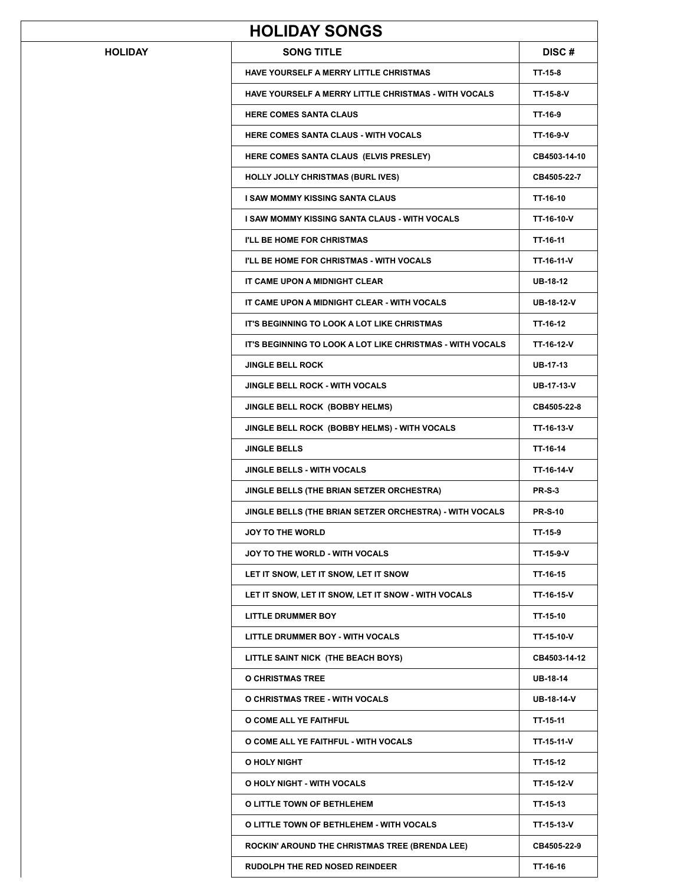# HOLIDAY SONGS

| HOLIDAY | SONG TITLE | DISC # |
|---|---|---|
| | HAVE YOURSELF A MERRY LITTLE CHRISTMAS | TT-15-8 |
| | HAVE YOURSELF A MERRY LITTLE CHRISTMAS - WITH VOCALS | TT-15-8-V |
| | HERE COMES SANTA CLAUS | TT-16-9 |
| | HERE COMES SANTA CLAUS - WITH VOCALS | TT-16-9-V |
| | HERE COMES SANTA CLAUS (ELVIS PRESLEY) | CB4503-14-10 |
| | HOLLY JOLLY CHRISTMAS (BURL IVES) | CB4505-22-7 |
| | I SAW MOMMY KISSING SANTA CLAUS | TT-16-10 |
| | I SAW MOMMY KISSING SANTA CLAUS - WITH VOCALS | TT-16-10-V |
| | I'LL BE HOME FOR CHRISTMAS | TT-16-11 |
| | I'LL BE HOME FOR CHRISTMAS - WITH VOCALS | TT-16-11-V |
| | IT CAME UPON A MIDNIGHT CLEAR | UB-18-12 |
| | IT CAME UPON A MIDNIGHT CLEAR - WITH VOCALS | UB-18-12-V |
| | IT'S BEGINNING TO LOOK A LOT LIKE CHRISTMAS | TT-16-12 |
| | IT'S BEGINNING TO LOOK A LOT LIKE CHRISTMAS - WITH VOCALS | TT-16-12-V |
| | JINGLE BELL ROCK | UB-17-13 |
| | JINGLE BELL ROCK - WITH VOCALS | UB-17-13-V |
| | JINGLE BELL ROCK (BOBBY HELMS) | CB4505-22-8 |
| | JINGLE BELL ROCK (BOBBY HELMS) - WITH VOCALS | TT-16-13-V |
| | JINGLE BELLS | TT-16-14 |
| | JINGLE BELLS - WITH VOCALS | TT-16-14-V |
| | JINGLE BELLS (THE BRIAN SETZER ORCHESTRA) | PR-S-3 |
| | JINGLE BELLS (THE BRIAN SETZER ORCHESTRA) - WITH VOCALS | PR-S-10 |
| | JOY TO THE WORLD | TT-15-9 |
| | JOY TO THE WORLD - WITH VOCALS | TT-15-9-V |
| | LET IT SNOW, LET IT SNOW, LET IT SNOW | TT-16-15 |
| | LET IT SNOW, LET IT SNOW, LET IT SNOW - WITH VOCALS | TT-16-15-V |
| | LITTLE DRUMMER BOY | TT-15-10 |
| | LITTLE DRUMMER BOY - WITH VOCALS | TT-15-10-V |
| | LITTLE SAINT NICK (THE BEACH BOYS) | CB4503-14-12 |
| | O CHRISTMAS TREE | UB-18-14 |
| | O CHRISTMAS TREE - WITH VOCALS | UB-18-14-V |
| | O COME ALL YE FAITHFUL | TT-15-11 |
| | O COME ALL YE FAITHFUL - WITH VOCALS | TT-15-11-V |
| | O HOLY NIGHT | TT-15-12 |
| | O HOLY NIGHT - WITH VOCALS | TT-15-12-V |
| | O LITTLE TOWN OF BETHLEHEM | TT-15-13 |
| | O LITTLE TOWN OF BETHLEHEM - WITH VOCALS | TT-15-13-V |
| | ROCKIN' AROUND THE CHRISTMAS TREE (BRENDA LEE) | CB4505-22-9 |
| | RUDOLPH THE RED NOSED REINDEER | TT-16-16 |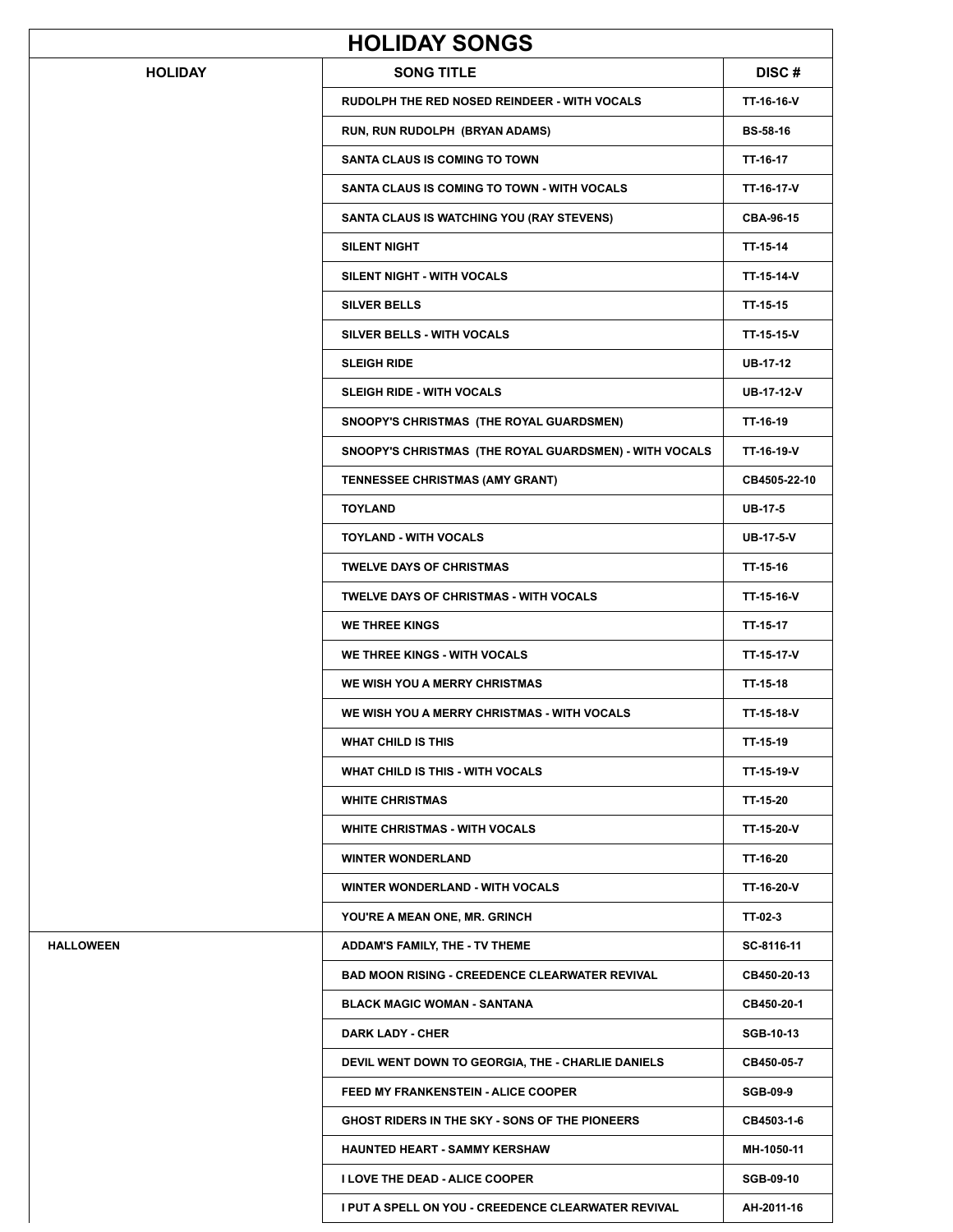# HOLIDAY SONGS

| HOLIDAY | SONG TITLE | DISC # |
|---|---|---|
| | RUDOLPH THE RED NOSED REINDEER - WITH VOCALS | TT-16-16-V |
| | RUN, RUN RUDOLPH (BRYAN ADAMS) | BS-58-16 |
| | SANTA CLAUS IS COMING TO TOWN | TT-16-17 |
| | SANTA CLAUS IS COMING TO TOWN - WITH VOCALS | TT-16-17-V |
| | SANTA CLAUS IS WATCHING YOU (RAY STEVENS) | CBA-96-15 |
| | SILENT NIGHT | TT-15-14 |
| | SILENT NIGHT - WITH VOCALS | TT-15-14-V |
| | SILVER BELLS | TT-15-15 |
| | SILVER BELLS - WITH VOCALS | TT-15-15-V |
| | SLEIGH RIDE | UB-17-12 |
| | SLEIGH RIDE - WITH VOCALS | UB-17-12-V |
| | SNOOPY'S CHRISTMAS (THE ROYAL GUARDSMEN) | TT-16-19 |
| | SNOOPY'S CHRISTMAS (THE ROYAL GUARDSMEN) - WITH VOCALS | TT-16-19-V |
| | TENNESSEE CHRISTMAS (AMY GRANT) | CB4505-22-10 |
| | TOYLAND | UB-17-5 |
| | TOYLAND - WITH VOCALS | UB-17-5-V |
| | TWELVE DAYS OF CHRISTMAS | TT-15-16 |
| | TWELVE DAYS OF CHRISTMAS - WITH VOCALS | TT-15-16-V |
| | WE THREE KINGS | TT-15-17 |
| | WE THREE KINGS - WITH VOCALS | TT-15-17-V |
| | WE WISH YOU A MERRY CHRISTMAS | TT-15-18 |
| | WE WISH YOU A MERRY CHRISTMAS - WITH VOCALS | TT-15-18-V |
| | WHAT CHILD IS THIS | TT-15-19 |
| | WHAT CHILD IS THIS - WITH VOCALS | TT-15-19-V |
| | WHITE CHRISTMAS | TT-15-20 |
| | WHITE CHRISTMAS - WITH VOCALS | TT-15-20-V |
| | WINTER WONDERLAND | TT-16-20 |
| | WINTER WONDERLAND - WITH VOCALS | TT-16-20-V |
| | YOU'RE A MEAN ONE, MR. GRINCH | TT-02-3 |
| HALLOWEEN | ADDAM'S FAMILY, THE - TV THEME | SC-8116-11 |
| | BAD MOON RISING - CREEDENCE CLEARWATER REVIVAL | CB450-20-13 |
| | BLACK MAGIC WOMAN - SANTANA | CB450-20-1 |
| | DARK LADY - CHER | SGB-10-13 |
| | DEVIL WENT DOWN TO GEORGIA, THE - CHARLIE DANIELS | CB450-05-7 |
| | FEED MY FRANKENSTEIN - ALICE COOPER | SGB-09-9 |
| | GHOST RIDERS IN THE SKY - SONS OF THE PIONEERS | CB4503-1-6 |
| | HAUNTED HEART - SAMMY KERSHAW | MH-1050-11 |
| | I LOVE THE DEAD - ALICE COOPER | SGB-09-10 |
| | I PUT A SPELL ON YOU - CREEDENCE CLEARWATER REVIVAL | AH-2011-16 |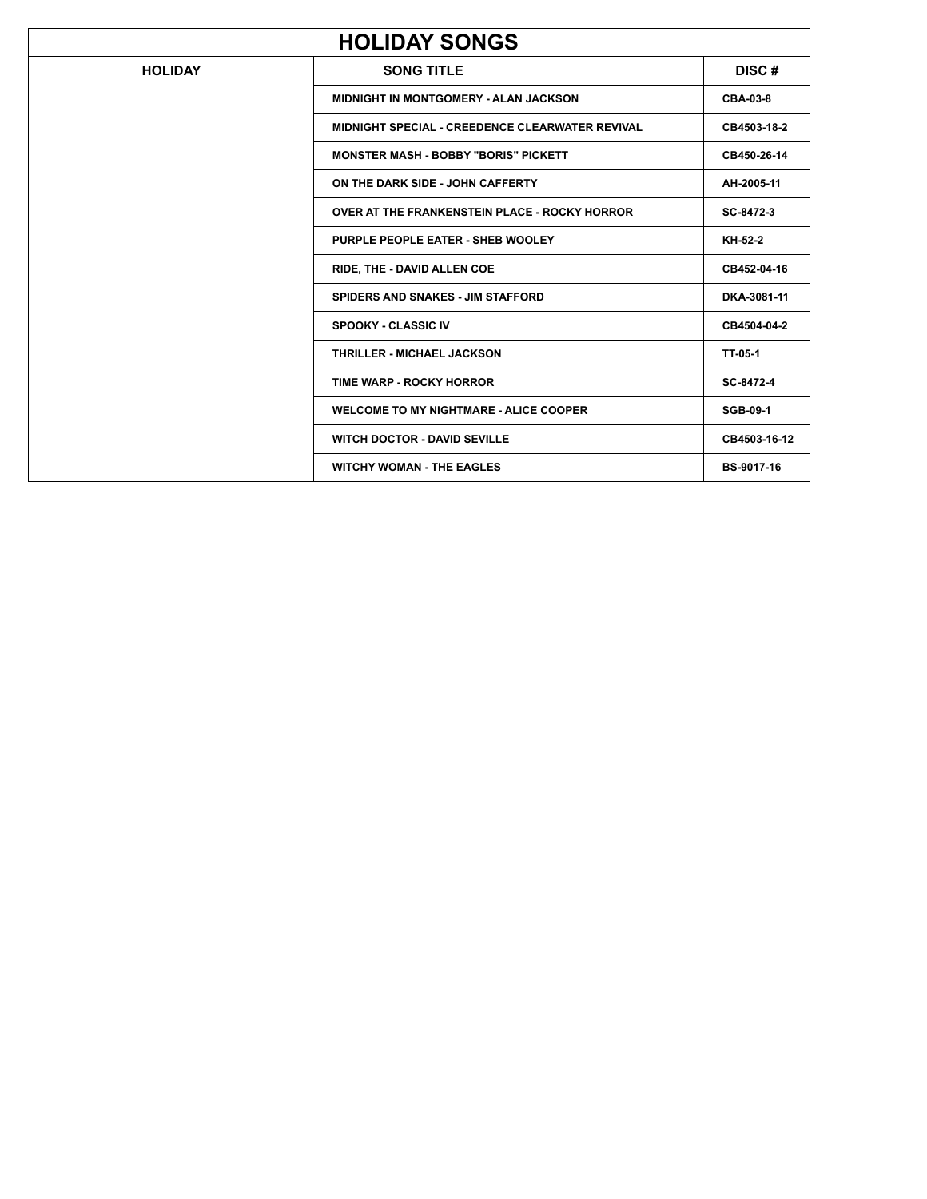# HOLIDAY SONGS

| HOLIDAY | SONG TITLE | DISC # |
|---|---|---|
| | MIDNIGHT IN MONTGOMERY - ALAN JACKSON | CBA-03-8 |
| | MIDNIGHT SPECIAL - CREEDENCE CLEARWATER REVIVAL | CB4503-18-2 |
| | MONSTER MASH - BOBBY "BORIS" PICKETT | CB450-26-14 |
| | ON THE DARK SIDE - JOHN CAFFERTY | AH-2005-11 |
| | OVER AT THE FRANKENSTEIN PLACE - ROCKY HORROR | SC-8472-3 |
| | PURPLE PEOPLE EATER - SHEB WOOLEY | KH-52-2 |
| | RIDE, THE - DAVID ALLEN COE | CB452-04-16 |
| | SPIDERS AND SNAKES - JIM STAFFORD | DKA-3081-11 |
| | SPOOKY - CLASSIC IV | CB4504-04-2 |
| | THRILLER - MICHAEL JACKSON | TT-05-1 |
| | TIME WARP - ROCKY HORROR | SC-8472-4 |
| | WELCOME TO MY NIGHTMARE - ALICE COOPER | SGB-09-1 |
| | WITCH DOCTOR - DAVID SEVILLE | CB4503-16-12 |
| | WITCHY WOMAN - THE EAGLES | BS-9017-16 |